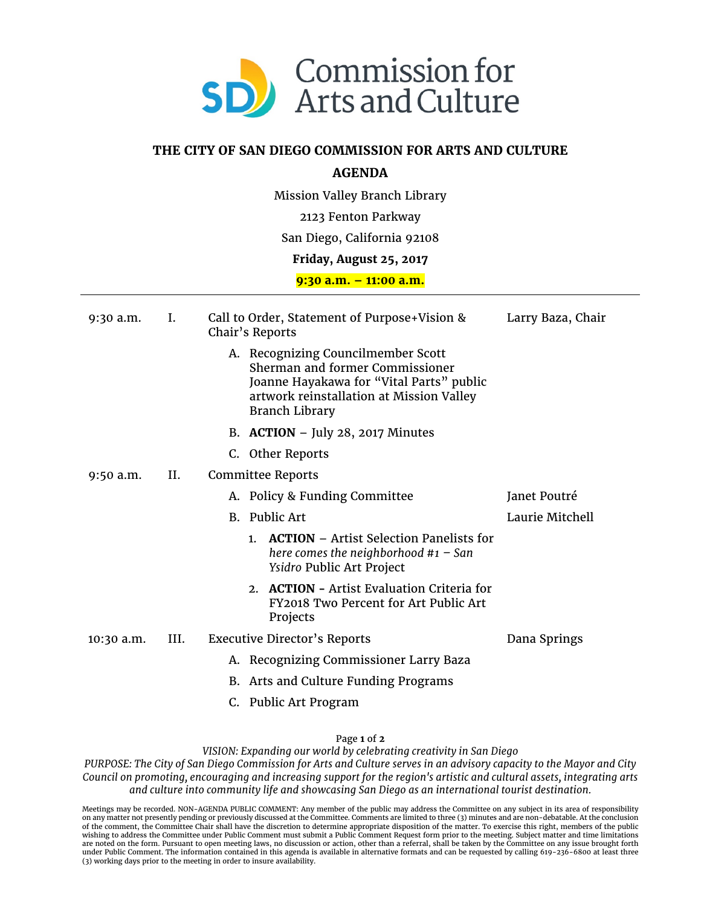Commission for Arts and Culture

**THE CITY OF SAN DIEGO COMMISSION FOR ARTS AND CULTURE**

**AGENDA**

Mission Valley Branch Library

2123 Fenton Parkway

San Diego, California 92108

**Friday, August 25, 2017**

**9:30 a.m. – 11:00 a.m.**

---

| Time | Item | Description | Presenter |
|---|---|---|---|
| 9:30 a.m. | I. | Call to Order, Statement of Purpose+Vision & Chair's Reports | Larry Baza, Chair |
| | | A. Recognizing Councilmember Scott Sherman and former Commissioner Joanne Hayakawa for "Vital Parts" public artwork reinstallation at Mission Valley Branch Library | |
| | | B. **ACTION** – July 28, 2017 Minutes | |
| | | C. Other Reports | |
| 9:50 a.m. | II. | Committee Reports | |
| | | A. Policy & Funding Committee | Janet Poutré |
| | | B. Public Art | Laurie Mitchell |
| | | 1. **ACTION** – Artist Selection Panelists for *here comes the neighborhood #1 – San Ysidro* Public Art Project | |
| | | 2. **ACTION -** Artist Evaluation Criteria for FY2018 Two Percent for Art Public Art Projects | |
| 10:30 a.m. | III. | Executive Director's Reports | Dana Springs |
| | | A. Recognizing Commissioner Larry Baza | |
| | | B. Arts and Culture Funding Programs | |
| | | C. Public Art Program | |

*VISION: Expanding our world by celebrating creativity in San Diego*

*PURPOSE: The City of San Diego Commission for Arts and Culture serves in an advisory capacity to the Mayor and City Council on promoting, encouraging and increasing support for the region's artistic and cultural assets, integrating arts and culture into community life and showcasing San Diego as an international tourist destination.*

Meetings may be recorded. NON-AGENDA PUBLIC COMMENT: Any member of the public may address the Committee on any subject in its area of responsibility on any matter not presently pending or previously discussed at the Committee. Comments are limited to three (3) minutes and are non-debatable. At the conclusion of the comment, the Committee Chair shall have the discretion to determine appropriate disposition of the matter. To exercise this right, members of the public wishing to address the Committee under Public Comment must submit a Public Comment Request form prior to the meeting. Subject matter and time limitations are noted on the form. Pursuant to open meeting laws, no discussion or action, other than a referral, shall be taken by the Committee on any issue brought forth under Public Comment. The information contained in this agenda is available in alternative formats and can be requested by calling 619-236-6800 at least three (3) working days prior to the meeting in order to insure availability.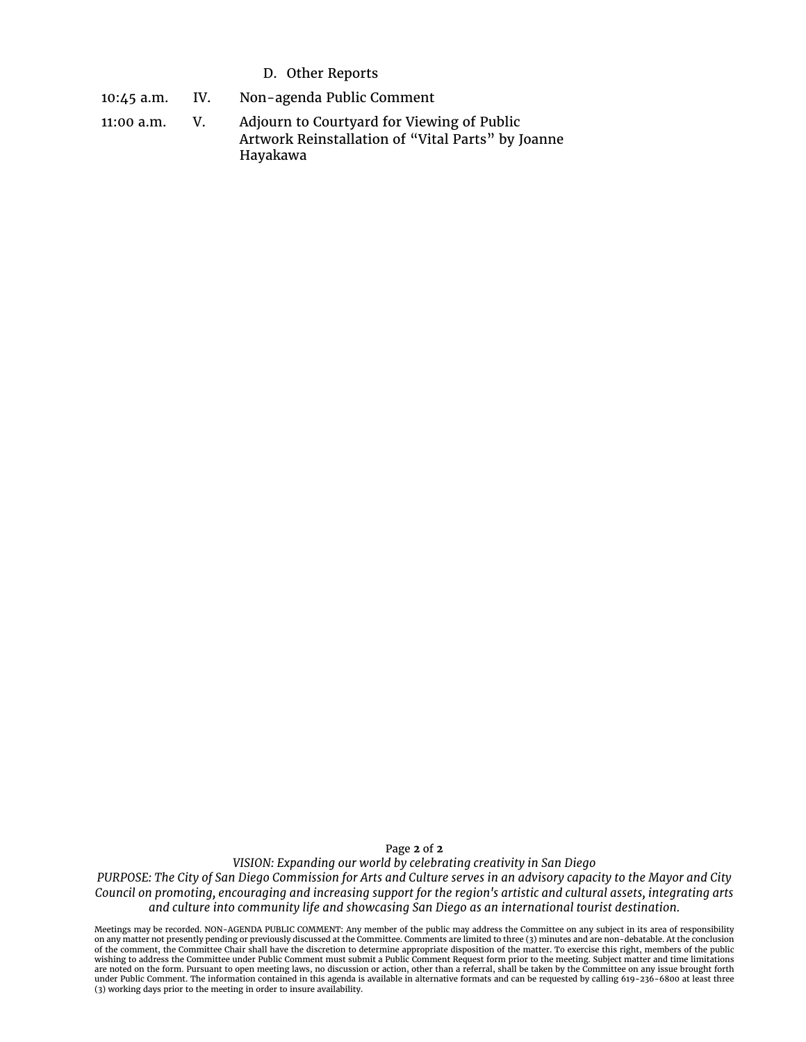D. Other Reports

| | | |
|---|---|---|
| 10:45 a.m. | IV. | Non-agenda Public Comment |
| 11:00 a.m. | V. | Adjourn to Courtyard for Viewing of Public Artwork Reinstallation of "Vital Parts" by Joanne Hayakawa |

*VISION: Expanding our world by celebrating creativity in San Diego*

*PURPOSE: The City of San Diego Commission for Arts and Culture serves in an advisory capacity to the Mayor and City Council on promoting, encouraging and increasing support for the region's artistic and cultural assets, integrating arts and culture into community life and showcasing San Diego as an international tourist destination.*

Meetings may be recorded. NON-AGENDA PUBLIC COMMENT: Any member of the public may address the Committee on any subject in its area of responsibility on any matter not presently pending or previously discussed at the Committee. Comments are limited to three (3) minutes and are non-debatable. At the conclusion of the comment, the Committee Chair shall have the discretion to determine appropriate disposition of the matter. To exercise this right, members of the public wishing to address the Committee under Public Comment must submit a Public Comment Request form prior to the meeting. Subject matter and time limitations are noted on the form. Pursuant to open meeting laws, no discussion or action, other than a referral, shall be taken by the Committee on any issue brought forth under Public Comment. The information contained in this agenda is available in alternative formats and can be requested by calling 619-236-6800 at least three (3) working days prior to the meeting in order to insure availability.